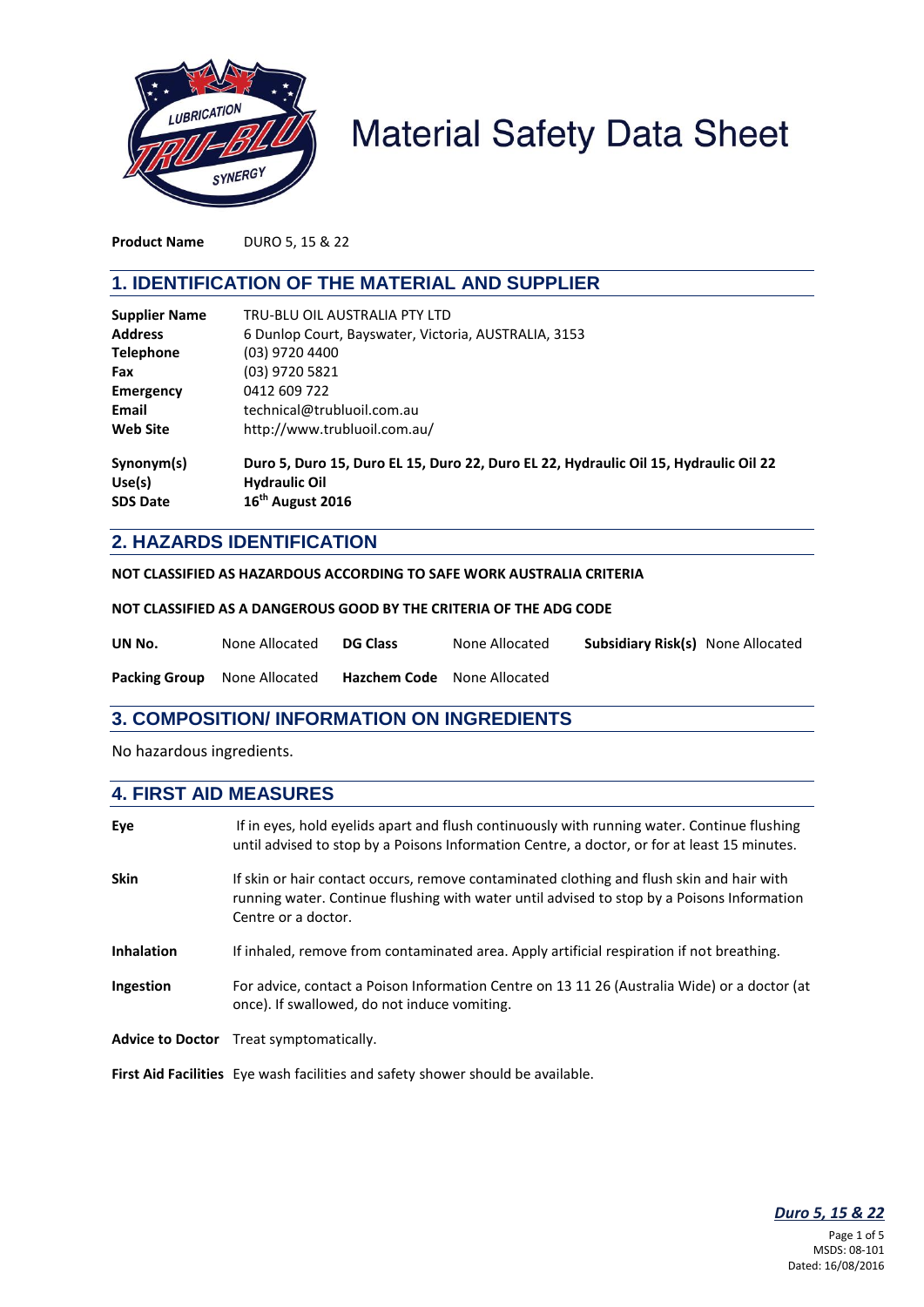# Material Safety Data Sheet

**Product Name** DURO 5, 15 & 22

## 1. IDENTIFICATION OF THE MATERIAL AND SUPPLIER

| | |
|---|---|
| **Supplier Name** | TRU-BLU OIL AUSTRALIA PTY LTD |
| **Address** | 6 Dunlop Court, Bayswater, Victoria, AUSTRALIA, 3153 |
| **Telephone** | (03) 9720 4400 |
| **Fax** | (03) 9720 5821 |
| **Emergency** | 0412 609 722 |
| **Email** | technical@trubluoil.com.au |
| **Web Site** | http://www.trubluoil.com.au/ |
| **Synonym(s)** | **Duro 5, Duro 15, Duro EL 15, Duro 22, Duro EL 22, Hydraulic Oil 15, Hydraulic Oil 22** |
| **Use(s)** | **Hydraulic Oil** |
| **SDS Date** | **16th August 2016** |

## 2. HAZARDS IDENTIFICATION

**NOT CLASSIFIED AS HAZARDOUS ACCORDING TO SAFE WORK AUSTRALIA CRITERIA**

**NOT CLASSIFIED AS A DANGEROUS GOOD BY THE CRITERIA OF THE ADG CODE**

| | | | | | |
|---|---|---|---|---|---|
| **UN No.** | None Allocated | **DG Class** | None Allocated | **Subsidiary Risk(s)** | None Allocated |
| **Packing Group** | None Allocated | **Hazchem Code** | None Allocated | | |

## 3. COMPOSITION/ INFORMATION ON INGREDIENTS

No hazardous ingredients.

## 4. FIRST AID MEASURES

| | |
|---|---|
| **Eye** | If in eyes, hold eyelids apart and flush continuously with running water. Continue flushing until advised to stop by a Poisons Information Centre, a doctor, or for at least 15 minutes. |
| **Skin** | If skin or hair contact occurs, remove contaminated clothing and flush skin and hair with running water. Continue flushing with water until advised to stop by a Poisons Information Centre or a doctor. |
| **Inhalation** | If inhaled, remove from contaminated area. Apply artificial respiration if not breathing. |
| **Ingestion** | For advice, contact a Poison Information Centre on 13 11 26 (Australia Wide) or a doctor (at once). If swallowed, do not induce vomiting. |
| **Advice to Doctor** | Treat symptomatically. |
| **First Aid Facilities** | Eye wash facilities and safety shower should be available. |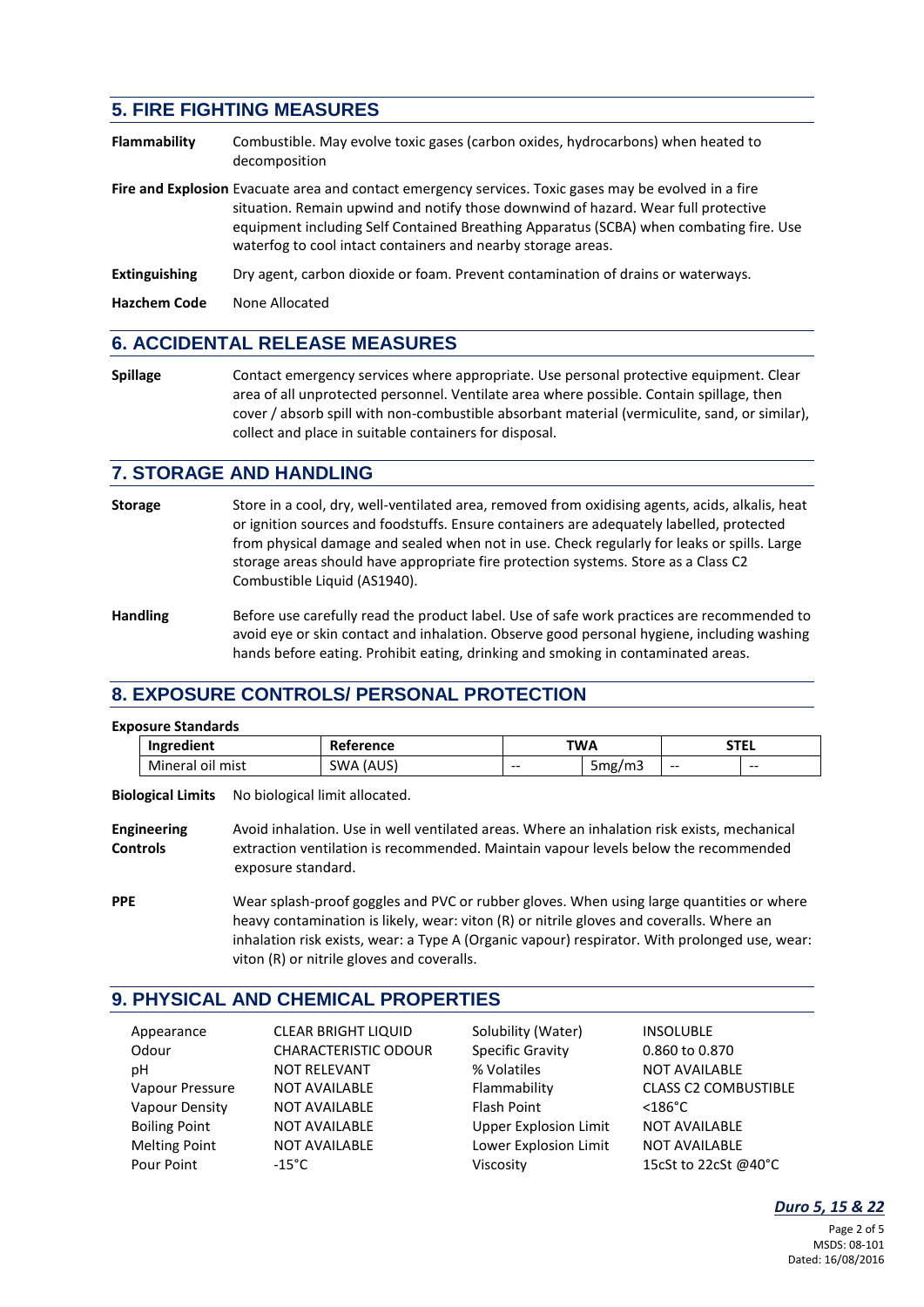## 5. FIRE FIGHTING MEASURES

**Flammability** Combustible. May evolve toxic gases (carbon oxides, hydrocarbons) when heated to decomposition

**Fire and Explosion** Evacuate area and contact emergency services. Toxic gases may be evolved in a fire situation. Remain upwind and notify those downwind of hazard. Wear full protective equipment including Self Contained Breathing Apparatus (SCBA) when combating fire. Use waterfog to cool intact containers and nearby storage areas.

**Extinguishing** Dry agent, carbon dioxide or foam. Prevent contamination of drains or waterways.

**Hazchem Code** None Allocated

## 6. ACCIDENTAL RELEASE MEASURES

**Spillage** Contact emergency services where appropriate. Use personal protective equipment. Clear area of all unprotected personnel. Ventilate area where possible. Contain spillage, then cover / absorb spill with non-combustible absorbant material (vermiculite, sand, or similar), collect and place in suitable containers for disposal.

## 7. STORAGE AND HANDLING

**Storage** Store in a cool, dry, well-ventilated area, removed from oxidising agents, acids, alkalis, heat or ignition sources and foodstuffs. Ensure containers are adequately labelled, protected from physical damage and sealed when not in use. Check regularly for leaks or spills. Large storage areas should have appropriate fire protection systems. Store as a Class C2 Combustible Liquid (AS1940).

**Handling** Before use carefully read the product label. Use of safe work practices are recommended to avoid eye or skin contact and inhalation. Observe good personal hygiene, including washing hands before eating. Prohibit eating, drinking and smoking in contaminated areas.

## 8. EXPOSURE CONTROLS/ PERSONAL PROTECTION

**Exposure Standards**

| Ingredient | Reference | TWA | | STEL | |
|---|---|---|---|---|---|
| Mineral oil mist | SWA (AUS) | -- | 5mg/m3 | -- | -- |

**Biological Limits** No biological limit allocated.

**Engineering Controls** Avoid inhalation. Use in well ventilated areas. Where an inhalation risk exists, mechanical extraction ventilation is recommended. Maintain vapour levels below the recommended exposure standard.

**PPE** Wear splash-proof goggles and PVC or rubber gloves. When using large quantities or where heavy contamination is likely, wear: viton (R) or nitrile gloves and coveralls. Where an inhalation risk exists, wear: a Type A (Organic vapour) respirator. With prolonged use, wear: viton (R) or nitrile gloves and coveralls.

## 9. PHYSICAL AND CHEMICAL PROPERTIES

| | | | |
|---|---|---|---|
| Appearance | CLEAR BRIGHT LIQUID | Solubility (Water) | INSOLUBLE |
| Odour | CHARACTERISTIC ODOUR | Specific Gravity | 0.860 to 0.870 |
| pH | NOT RELEVANT | % Volatiles | NOT AVAILABLE |
| Vapour Pressure | NOT AVAILABLE | Flammability | CLASS C2 COMBUSTIBLE |
| Vapour Density | NOT AVAILABLE | Flash Point | <186°C |
| Boiling Point | NOT AVAILABLE | Upper Explosion Limit | NOT AVAILABLE |
| Melting Point | NOT AVAILABLE | Lower Explosion Limit | NOT AVAILABLE |
| Pour Point | -15°C | Viscosity | 15cSt to 22cSt @40°C |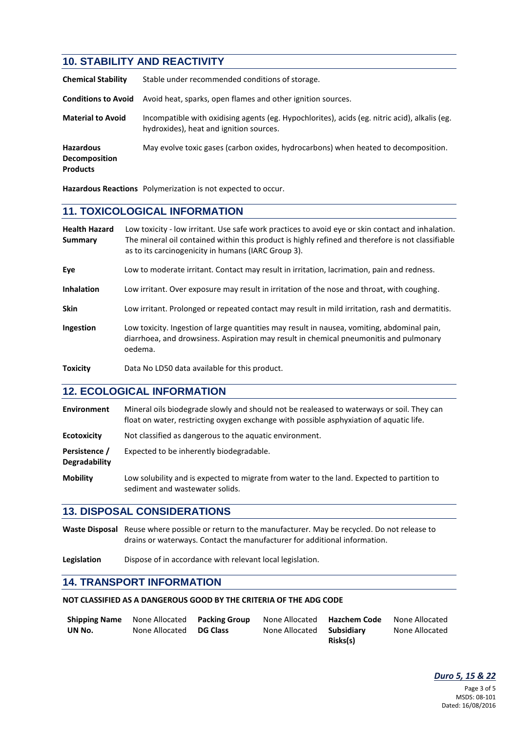## 10. STABILITY AND REACTIVITY

**Chemical Stability** Stable under recommended conditions of storage.

**Conditions to Avoid** Avoid heat, sparks, open flames and other ignition sources.

**Material to Avoid** Incompatible with oxidising agents (eg. Hypochlorites), acids (eg. nitric acid), alkalis (eg. hydroxides), heat and ignition sources.

**Hazardous Decomposition Products** May evolve toxic gases (carbon oxides, hydrocarbons) when heated to decomposition.

**Hazardous Reactions** Polymerization is not expected to occur.

## 11. TOXICOLOGICAL INFORMATION

**Health Hazard Summary** Low toxicity - low irritant. Use safe work practices to avoid eye or skin contact and inhalation. The mineral oil contained within this product is highly refined and therefore is not classifiable as to its carcinogenicity in humans (IARC Group 3).

**Eye** Low to moderate irritant. Contact may result in irritation, lacrimation, pain and redness.

**Inhalation** Low irritant. Over exposure may result in irritation of the nose and throat, with coughing.

**Skin** Low irritant. Prolonged or repeated contact may result in mild irritation, rash and dermatitis.

**Ingestion** Low toxicity. Ingestion of large quantities may result in nausea, vomiting, abdominal pain, diarrhoea, and drowsiness. Aspiration may result in chemical pneumonitis and pulmonary oedema.

**Toxicity** Data No LD50 data available for this product.

## 12. ECOLOGICAL INFORMATION

**Environment** Mineral oils biodegrade slowly and should not be realeased to waterways or soil. They can float on water, restricting oxygen exchange with possible asphyxiation of aquatic life.

**Ecotoxicity** Not classified as dangerous to the aquatic environment.

**Persistence / Degradability** Expected to be inherently biodegradable.

**Mobility** Low solubility and is expected to migrate from water to the land. Expected to partition to sediment and wastewater solids.

## 13. DISPOSAL CONSIDERATIONS

**Waste Disposal** Reuse where possible or return to the manufacturer. May be recycled. Do not release to drains or waterways. Contact the manufacturer for additional information.

**Legislation** Dispose of in accordance with relevant local legislation.

## 14. TRANSPORT INFORMATION

**NOT CLASSIFIED AS A DANGEROUS GOOD BY THE CRITERIA OF THE ADG CODE**

| | | | | | |
|---|---|---|---|---|---|
| **Shipping Name** | None Allocated | **Packing Group** | None Allocated | **Hazchem Code** | None Allocated |
| **UN No.** | None Allocated | **DG Class** | None Allocated | **Subsidiary Risks(s)** | None Allocated |

*Duro 5, 15 & 22*

MSDS: 08-101
Dated: 16/08/2016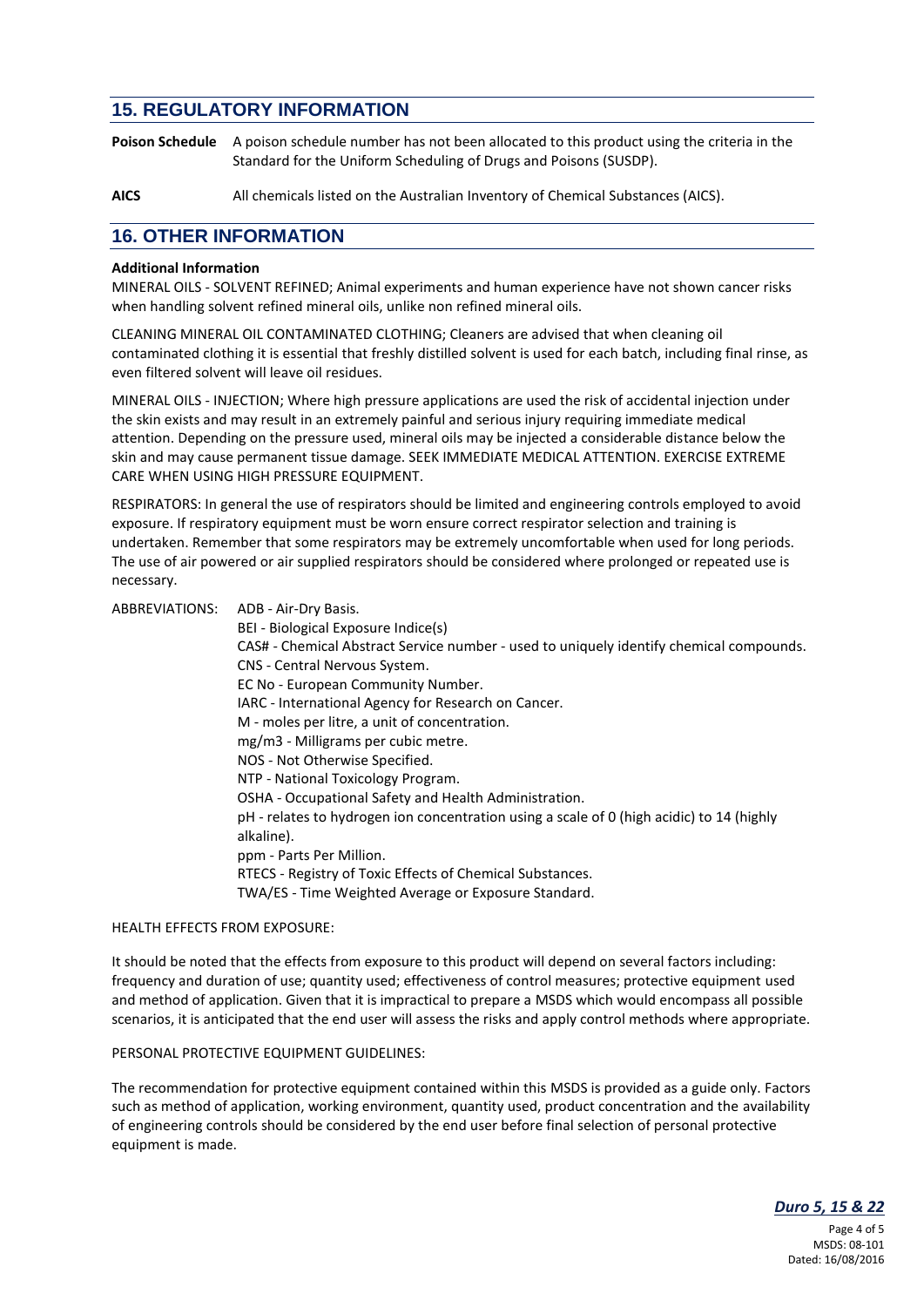## 15. REGULATORY INFORMATION

**Poison Schedule** A poison schedule number has not been allocated to this product using the criteria in the Standard for the Uniform Scheduling of Drugs and Poisons (SUSDP).

**AICS** All chemicals listed on the Australian Inventory of Chemical Substances (AICS).

## 16. OTHER INFORMATION

**Additional Information**

MINERAL OILS - SOLVENT REFINED; Animal experiments and human experience have not shown cancer risks when handling solvent refined mineral oils, unlike non refined mineral oils.

CLEANING MINERAL OIL CONTAMINATED CLOTHING; Cleaners are advised that when cleaning oil contaminated clothing it is essential that freshly distilled solvent is used for each batch, including final rinse, as even filtered solvent will leave oil residues.

MINERAL OILS - INJECTION; Where high pressure applications are used the risk of accidental injection under the skin exists and may result in an extremely painful and serious injury requiring immediate medical attention. Depending on the pressure used, mineral oils may be injected a considerable distance below the skin and may cause permanent tissue damage. SEEK IMMEDIATE MEDICAL ATTENTION. EXERCISE EXTREME CARE WHEN USING HIGH PRESSURE EQUIPMENT.

RESPIRATORS: In general the use of respirators should be limited and engineering controls employed to avoid exposure. If respiratory equipment must be worn ensure correct respirator selection and training is undertaken. Remember that some respirators may be extremely uncomfortable when used for long periods. The use of air powered or air supplied respirators should be considered where prolonged or repeated use is necessary.

ABBREVIATIONS:

- ADB - Air-Dry Basis.
- BEI - Biological Exposure Indice(s)
- CAS# - Chemical Abstract Service number - used to uniquely identify chemical compounds.
- CNS - Central Nervous System.
- EC No - European Community Number.
- IARC - International Agency for Research on Cancer.
- M - moles per litre, a unit of concentration.
- mg/m3 - Milligrams per cubic metre.
- NOS - Not Otherwise Specified.
- NTP - National Toxicology Program.
- OSHA - Occupational Safety and Health Administration.
- pH - relates to hydrogen ion concentration using a scale of 0 (high acidic) to 14 (highly alkaline).
- ppm - Parts Per Million.
- RTECS - Registry of Toxic Effects of Chemical Substances.
- TWA/ES - Time Weighted Average or Exposure Standard.

HEALTH EFFECTS FROM EXPOSURE:

It should be noted that the effects from exposure to this product will depend on several factors including: frequency and duration of use; quantity used; effectiveness of control measures; protective equipment used and method of application. Given that it is impractical to prepare a MSDS which would encompass all possible scenarios, it is anticipated that the end user will assess the risks and apply control methods where appropriate.

PERSONAL PROTECTIVE EQUIPMENT GUIDELINES:

The recommendation for protective equipment contained within this MSDS is provided as a guide only. Factors such as method of application, working environment, quantity used, product concentration and the availability of engineering controls should be considered by the end user before final selection of personal protective equipment is made.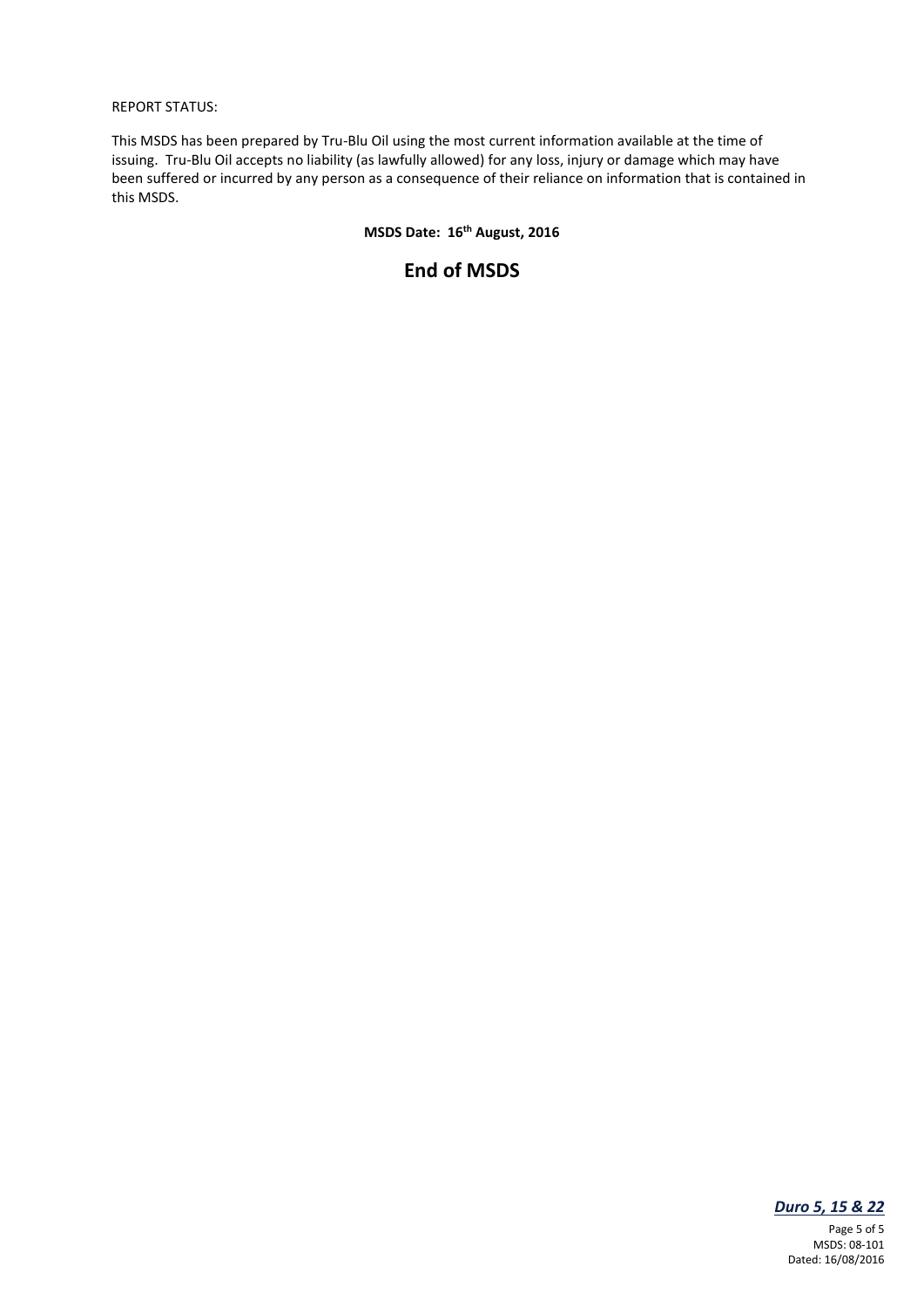REPORT STATUS:

This MSDS has been prepared by Tru-Blu Oil using the most current information available at the time of issuing. Tru-Blu Oil accepts no liability (as lawfully allowed) for any loss, injury or damage which may have been suffered or incurred by any person as a consequence of their reliance on information that is contained in this MSDS.

**MSDS Date: 16th August, 2016**

## End of MSDS